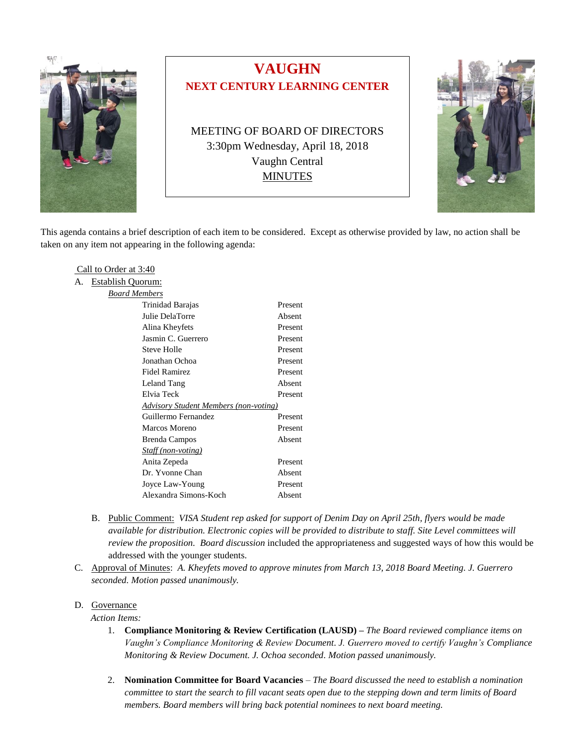# VAUGHN

## NEXT CENTURY LEARNING CENTER

MEETING OF BOARD OF DIRECTORS
3:30pm Wednesday, April 18, 2018
Vaughn Central
MINUTES

This agenda contains a brief description of each item to be considered. Except as otherwise provided by law, no action shall be taken on any item not appearing in the following agenda:

Call to Order at 3:40

A. Establish Quorum:

*Board Members*

| | |
|---|---|
| Trinidad Barajas | Present |
| Julie DelaTorre | Absent |
| Alina Kheyfets | Present |
| Jasmin C. Guerrero | Present |
| Steve Holle | Present |
| Jonathan Ochoa | Present |
| Fidel Ramirez | Present |
| Leland Tang | Absent |
| Elvia Teck | Present |
| *Advisory Student Members (non-voting)* | |
| Guillermo Fernandez | Present |
| Marcos Moreno | Present |
| Brenda Campos | Absent |
| *Staff (non-voting)* | |
| Anita Zepeda | Present |
| Dr. Yvonne Chan | Absent |
| Joyce Law-Young | Present |
| Alexandra Simons-Koch | Absent |

B. Public Comment: *VISA Student rep asked for support of Denim Day on April 25th, flyers would be made available for distribution. Electronic copies will be provided to distribute to staff. Site Level committees will review the proposition. Board discussion* included the appropriateness and suggested ways of how this would be addressed with the younger students.

C. Approval of Minutes: *A. Kheyfets moved to approve minutes from March 13, 2018 Board Meeting. J. Guerrero seconded. Motion passed unanimously.*

D. Governance

*Action Items:*

1. **Compliance Monitoring & Review Certification (LAUSD) –** *The Board reviewed compliance items on Vaughn's Compliance Monitoring & Review Document. J. Guerrero moved to certify Vaughn's Compliance Monitoring & Review Document. J. Ochoa seconded. Motion passed unanimously.*

2. **Nomination Committee for Board Vacancies** – *The Board discussed the need to establish a nomination committee to start the search to fill vacant seats open due to the stepping down and term limits of Board members. Board members will bring back potential nominees to next board meeting.*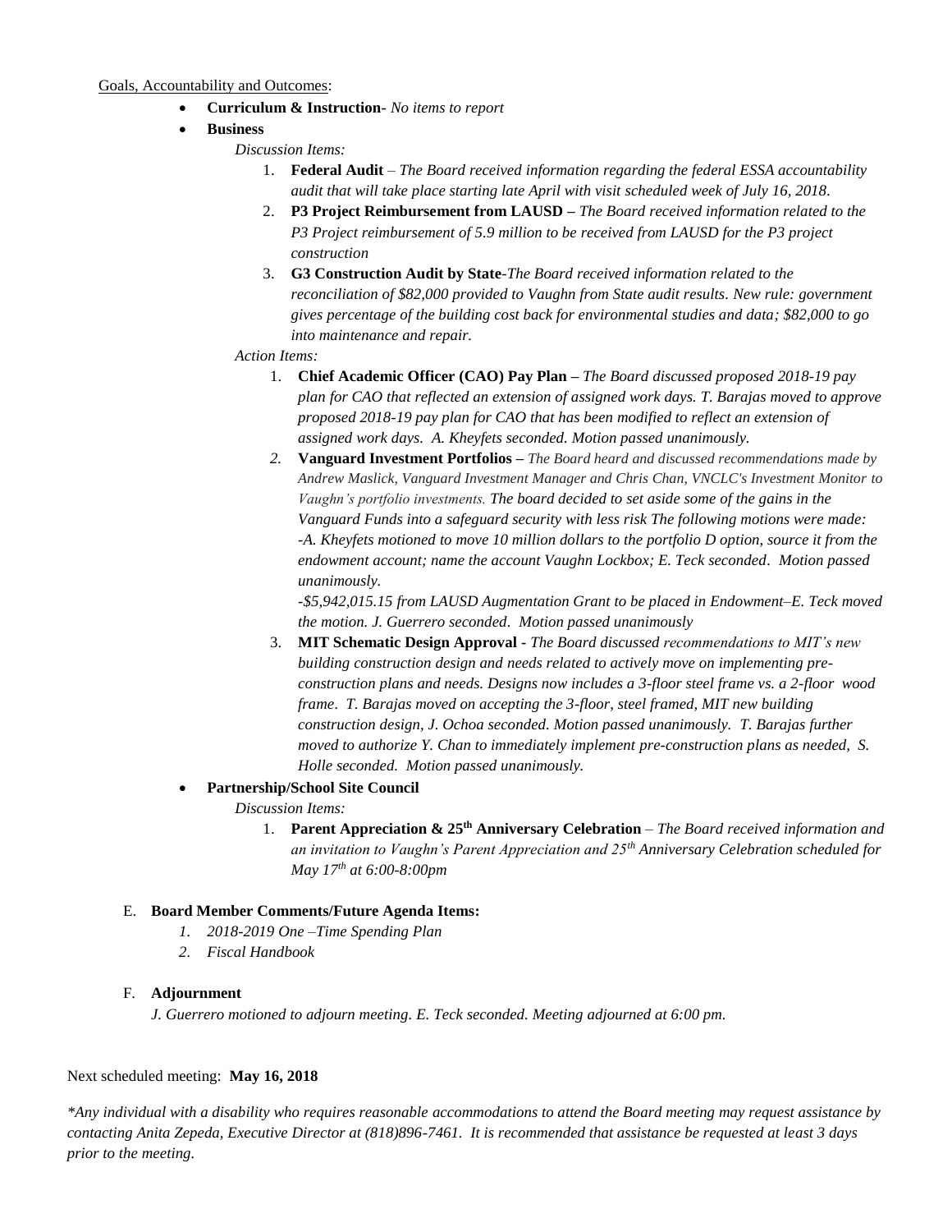Goals, Accountability and Outcomes:

- **Curriculum & Instruction-** *No items to report*
- **Business**

  *Discussion Items:*

  1. **Federal Audit** – *The Board received information regarding the federal ESSA accountability audit that will take place starting late April with visit scheduled week of July 16, 2018.*
  2. **P3 Project Reimbursement from LAUSD –** *The Board received information related to the P3 Project reimbursement of 5.9 million to be received from LAUSD for the P3 project construction*
  3. **G3 Construction Audit by State**-*The Board received information related to the reconciliation of $82,000 provided to Vaughn from State audit results. New rule: government gives percentage of the building cost back for environmental studies and data; $82,000 to go into maintenance and repair.*

  *Action Items:*

  1. **Chief Academic Officer (CAO) Pay Plan –** *The Board discussed proposed 2018-19 pay plan for CAO that reflected an extension of assigned work days. T. Barajas moved to approve proposed 2018-19 pay plan for CAO that has been modified to reflect an extension of assigned work days. A. Kheyfets seconded. Motion passed unanimously.*
  2. **Vanguard Investment Portfolios –** *The Board heard and discussed recommendations made by Andrew Maslick, Vanguard Investment Manager and Chris Chan, VNCLC's Investment Monitor to Vaughn's portfolio investments. The board decided to set aside some of the gains in the Vanguard Funds into a safeguard security with less risk The following motions were made:*
     *-A. Kheyfets motioned to move 10 million dollars to the portfolio D option, source it from the endowment account; name the account Vaughn Lockbox; E. Teck seconded. Motion passed unanimously.*
     *-$5,942,015.15 from LAUSD Augmentation Grant to be placed in Endowment–E. Teck moved the motion. J. Guerrero seconded. Motion passed unanimously*
  3. **MIT Schematic Design Approval -** *The Board discussed recommendations to MIT's new building construction design and needs related to actively move on implementing pre-construction plans and needs. Designs now includes a 3-floor steel frame vs. a 2-floor wood frame. T. Barajas moved on accepting the 3-floor, steel framed, MIT new building construction design, J. Ochoa seconded. Motion passed unanimously. T. Barajas further moved to authorize Y. Chan to immediately implement pre-construction plans as needed, S. Holle seconded. Motion passed unanimously.*

- **Partnership/School Site Council**

  *Discussion Items:*

  1. **Parent Appreciation & 25th Anniversary Celebration** – *The Board received information and an invitation to Vaughn's Parent Appreciation and 25th Anniversary Celebration scheduled for May 17th at 6:00-8:00pm*

E. **Board Member Comments/Future Agenda Items:**

1. *2018-2019 One –Time Spending Plan*
2. *Fiscal Handbook*

F. **Adjournment**

*J. Guerrero motioned to adjourn meeting. E. Teck seconded. Meeting adjourned at 6:00 pm.*

Next scheduled meeting: **May 16, 2018**

*\*Any individual with a disability who requires reasonable accommodations to attend the Board meeting may request assistance by contacting Anita Zepeda, Executive Director at (818)896-7461. It is recommended that assistance be requested at least 3 days prior to the meeting.*